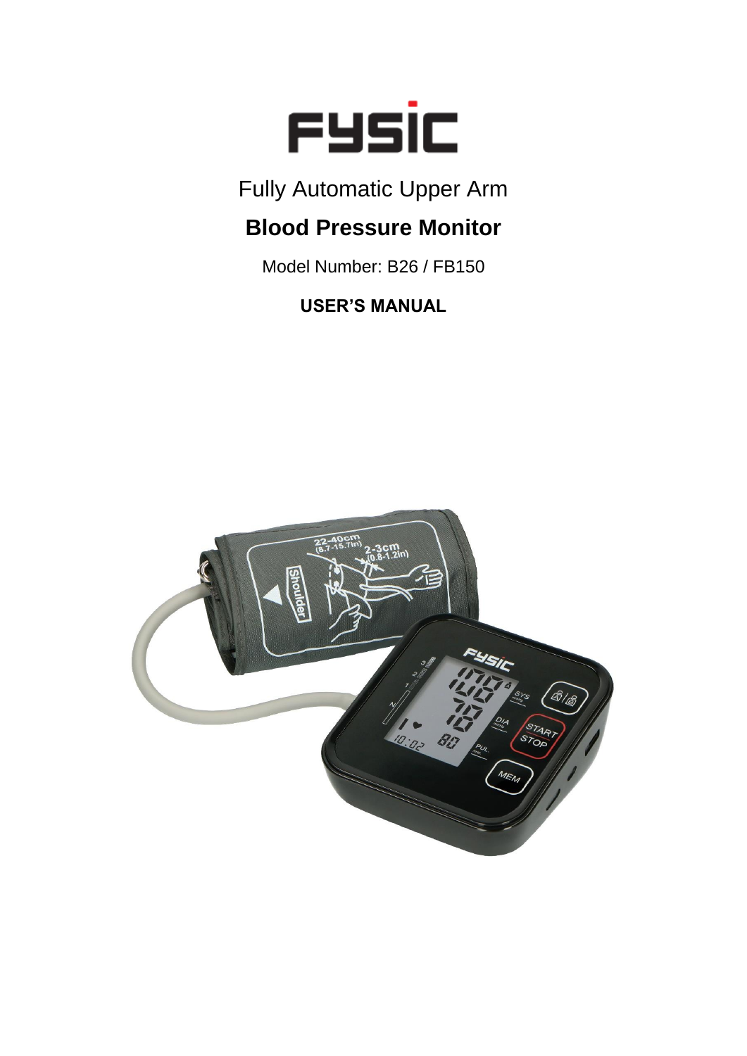# FYSIC

Fully Automatic Upper Arm

## Blood Pressure Monitor

Model Number: B26 / FB150

**USER'S MANUAL**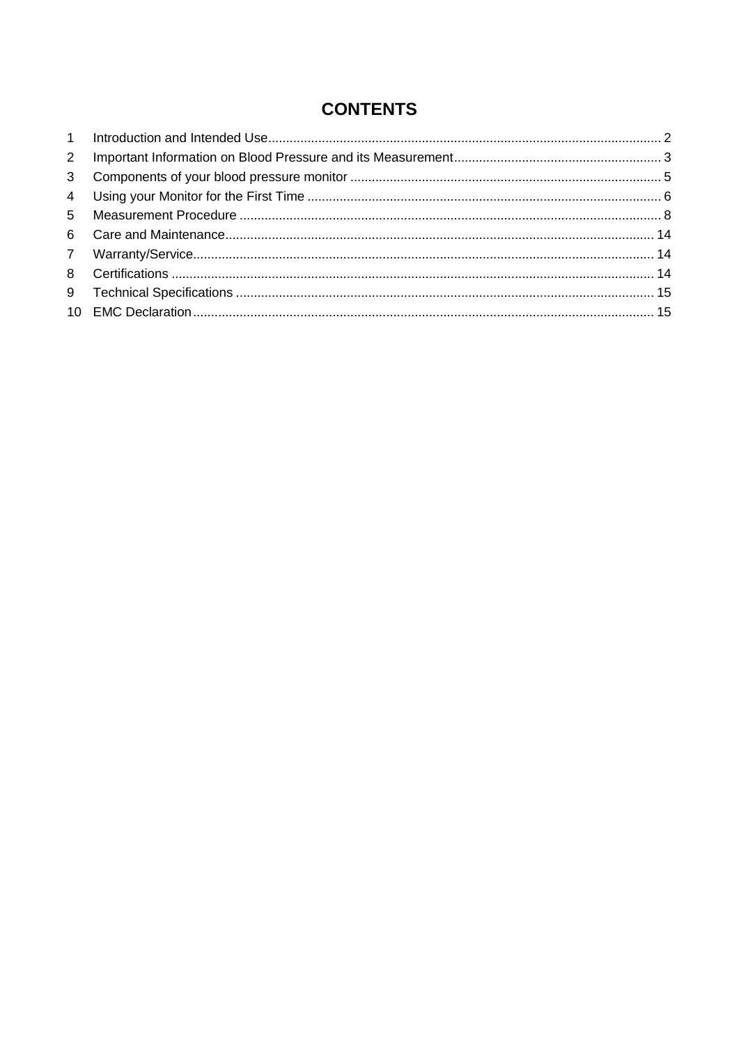# CONTENTS

1 Introduction and Intended Use.............................................................................................................. 2
2 Important Information on Blood Pressure and its Measurement.......................................................... 3
3 Components of your blood pressure monitor ....................................................................................... 5
4 Using your Monitor for the First Time ................................................................................................... 6
5 Measurement Procedure ..................................................................................................................... 8
6 Care and Maintenance........................................................................................................................ 14
7 Warranty/Service................................................................................................................................. 14
8 Certifications ....................................................................................................................................... 14
9 Technical Specifications ..................................................................................................................... 15
10 EMC Declaration................................................................................................................................. 15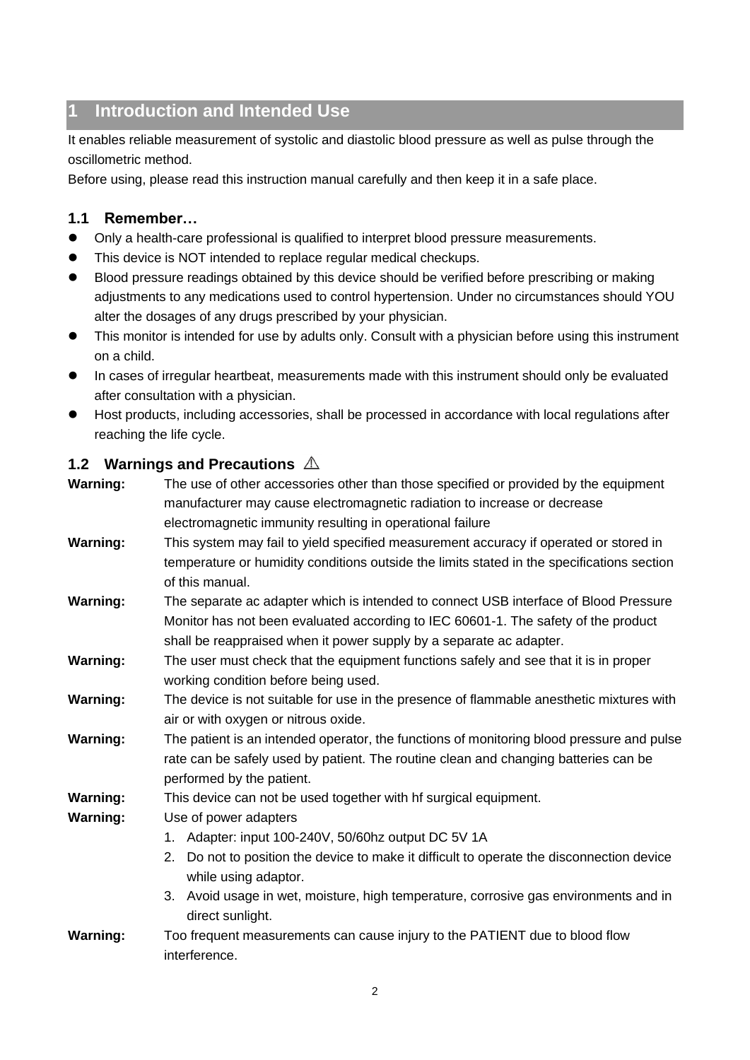# 1 Introduction and Intended Use

It enables reliable measurement of systolic and diastolic blood pressure as well as pulse through the oscillometric method.

Before using, please read this instruction manual carefully and then keep it in a safe place.

## 1.1 Remember…

- Only a health-care professional is qualified to interpret blood pressure measurements.
- This device is NOT intended to replace regular medical checkups.
- Blood pressure readings obtained by this device should be verified before prescribing or making adjustments to any medications used to control hypertension. Under no circumstances should YOU alter the dosages of any drugs prescribed by your physician.
- This monitor is intended for use by adults only. Consult with a physician before using this instrument on a child.
- In cases of irregular heartbeat, measurements made with this instrument should only be evaluated after consultation with a physician.
- Host products, including accessories, shall be processed in accordance with local regulations after reaching the life cycle.

## 1.2 Warnings and Precautions ⚠

**Warning:** The use of other accessories other than those specified or provided by the equipment manufacturer may cause electromagnetic radiation to increase or decrease electromagnetic immunity resulting in operational failure

**Warning:** This system may fail to yield specified measurement accuracy if operated or stored in temperature or humidity conditions outside the limits stated in the specifications section of this manual.

**Warning:** The separate ac adapter which is intended to connect USB interface of Blood Pressure Monitor has not been evaluated according to IEC 60601-1. The safety of the product shall be reappraised when it power supply by a separate ac adapter.

**Warning:** The user must check that the equipment functions safely and see that it is in proper working condition before being used.

**Warning:** The device is not suitable for use in the presence of flammable anesthetic mixtures with air or with oxygen or nitrous oxide.

**Warning:** The patient is an intended operator, the functions of monitoring blood pressure and pulse rate can be safely used by patient. The routine clean and changing batteries can be performed by the patient.

**Warning:** This device can not be used together with hf surgical equipment.

**Warning:** Use of power adapters

1. Adapter: input 100-240V, 50/60hz output DC 5V 1A
2. Do not to position the device to make it difficult to operate the disconnection device while using adaptor.
3. Avoid usage in wet, moisture, high temperature, corrosive gas environments and in direct sunlight.

**Warning:** Too frequent measurements can cause injury to the PATIENT due to blood flow interference.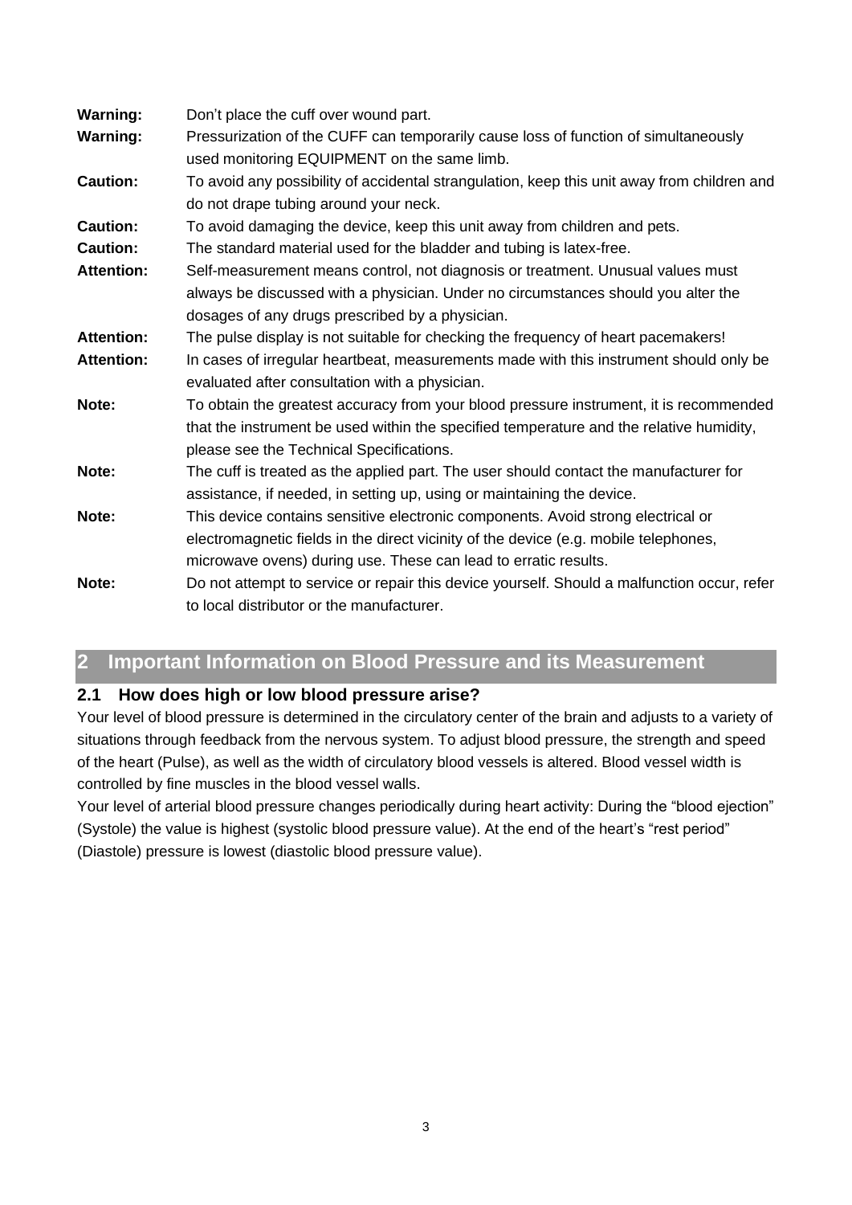**Warning:** Don't place the cuff over wound part.

**Warning:** Pressurization of the CUFF can temporarily cause loss of function of simultaneously used monitoring EQUIPMENT on the same limb.

**Caution:** To avoid any possibility of accidental strangulation, keep this unit away from children and do not drape tubing around your neck.

**Caution:** To avoid damaging the device, keep this unit away from children and pets.

**Caution:** The standard material used for the bladder and tubing is latex-free.

**Attention:** Self-measurement means control, not diagnosis or treatment. Unusual values must always be discussed with a physician. Under no circumstances should you alter the dosages of any drugs prescribed by a physician.

**Attention:** The pulse display is not suitable for checking the frequency of heart pacemakers!

**Attention:** In cases of irregular heartbeat, measurements made with this instrument should only be evaluated after consultation with a physician.

**Note:** To obtain the greatest accuracy from your blood pressure instrument, it is recommended that the instrument be used within the specified temperature and the relative humidity, please see the Technical Specifications.

**Note:** The cuff is treated as the applied part. The user should contact the manufacturer for assistance, if needed, in setting up, using or maintaining the device.

**Note:** This device contains sensitive electronic components. Avoid strong electrical or electromagnetic fields in the direct vicinity of the device (e.g. mobile telephones, microwave ovens) during use. These can lead to erratic results.

**Note:** Do not attempt to service or repair this device yourself. Should a malfunction occur, refer to local distributor or the manufacturer.

# 2 Important Information on Blood Pressure and its Measurement

## 2.1 How does high or low blood pressure arise?

Your level of blood pressure is determined in the circulatory center of the brain and adjusts to a variety of situations through feedback from the nervous system. To adjust blood pressure, the strength and speed of the heart (Pulse), as well as the width of circulatory blood vessels is altered. Blood vessel width is controlled by fine muscles in the blood vessel walls.

Your level of arterial blood pressure changes periodically during heart activity: During the "blood ejection" (Systole) the value is highest (systolic blood pressure value). At the end of the heart's "rest period" (Diastole) pressure is lowest (diastolic blood pressure value).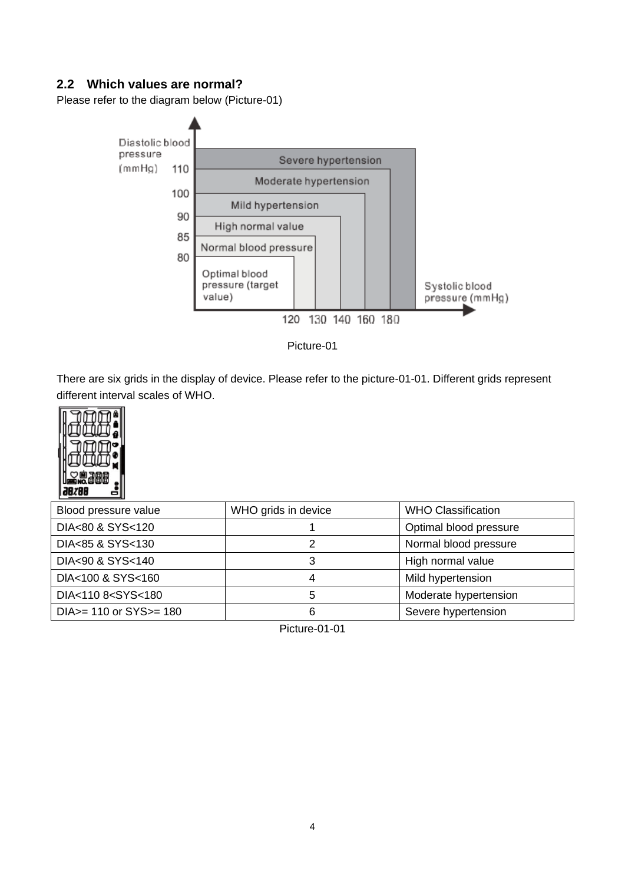## 2.2 Which values are normal?

Please refer to the diagram below (Picture-01)

Picture-01

There are six grids in the display of device. Please refer to the picture-01-01. Different grids represent different interval scales of WHO.

| Blood pressure value | WHO grids in device | WHO Classification |
|---|---|---|
| DIA<80 & SYS<120 | 1 | Optimal blood pressure |
| DIA<85 & SYS<130 | 2 | Normal blood pressure |
| DIA<90 & SYS<140 | 3 | High normal value |
| DIA<100 & SYS<160 | 4 | Mild hypertension |
| DIA<110 8<SYS<180 | 5 | Moderate hypertension |
| DIA>= 110 or SYS>= 180 | 6 | Severe hypertension |

Picture-01-01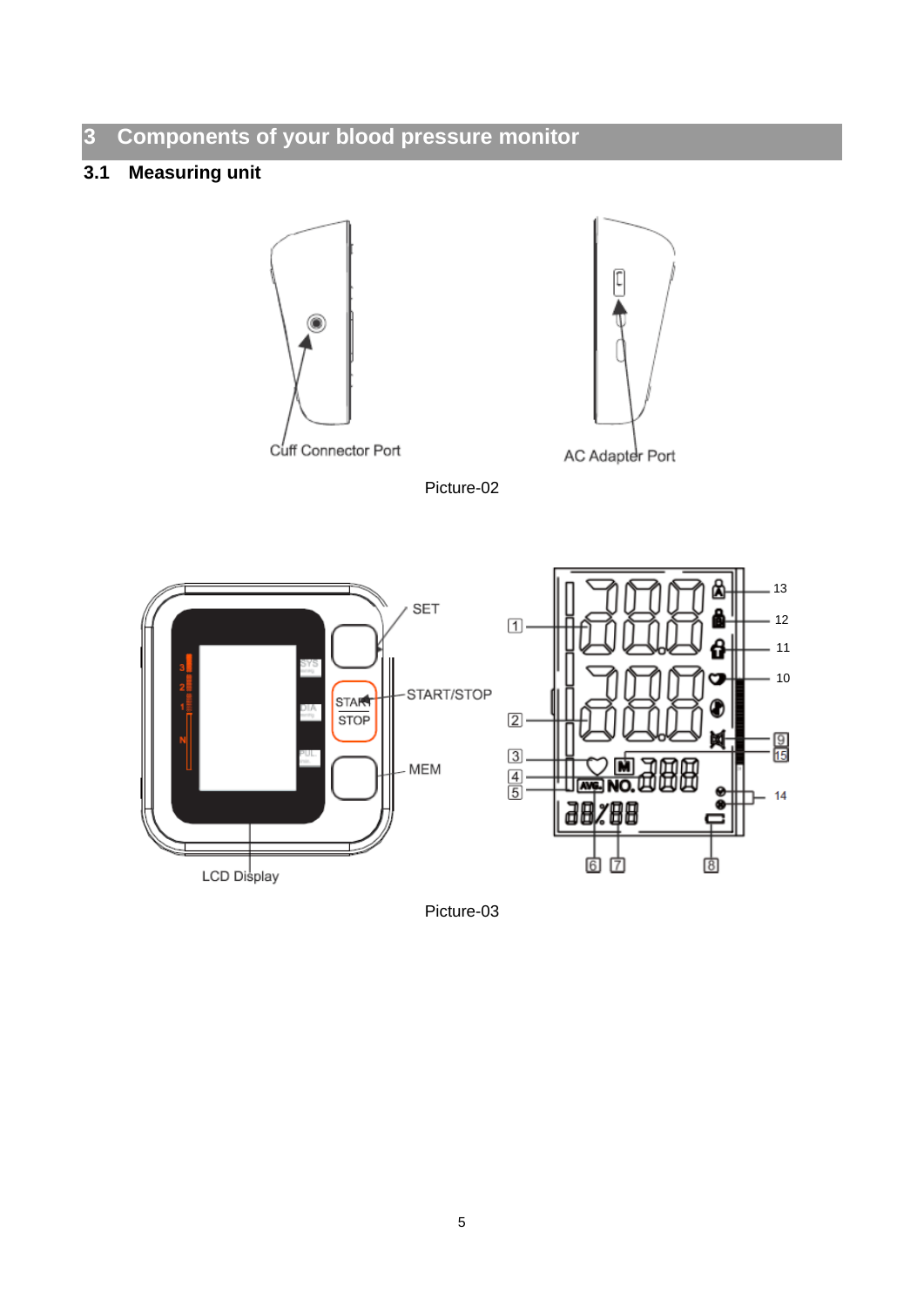# 3 Components of your blood pressure monitor

## 3.1 Measuring unit

Cuff Connector Port

AC Adapter Port

Picture-02

SET

START/STOP

MEM

LCD Display

Picture-03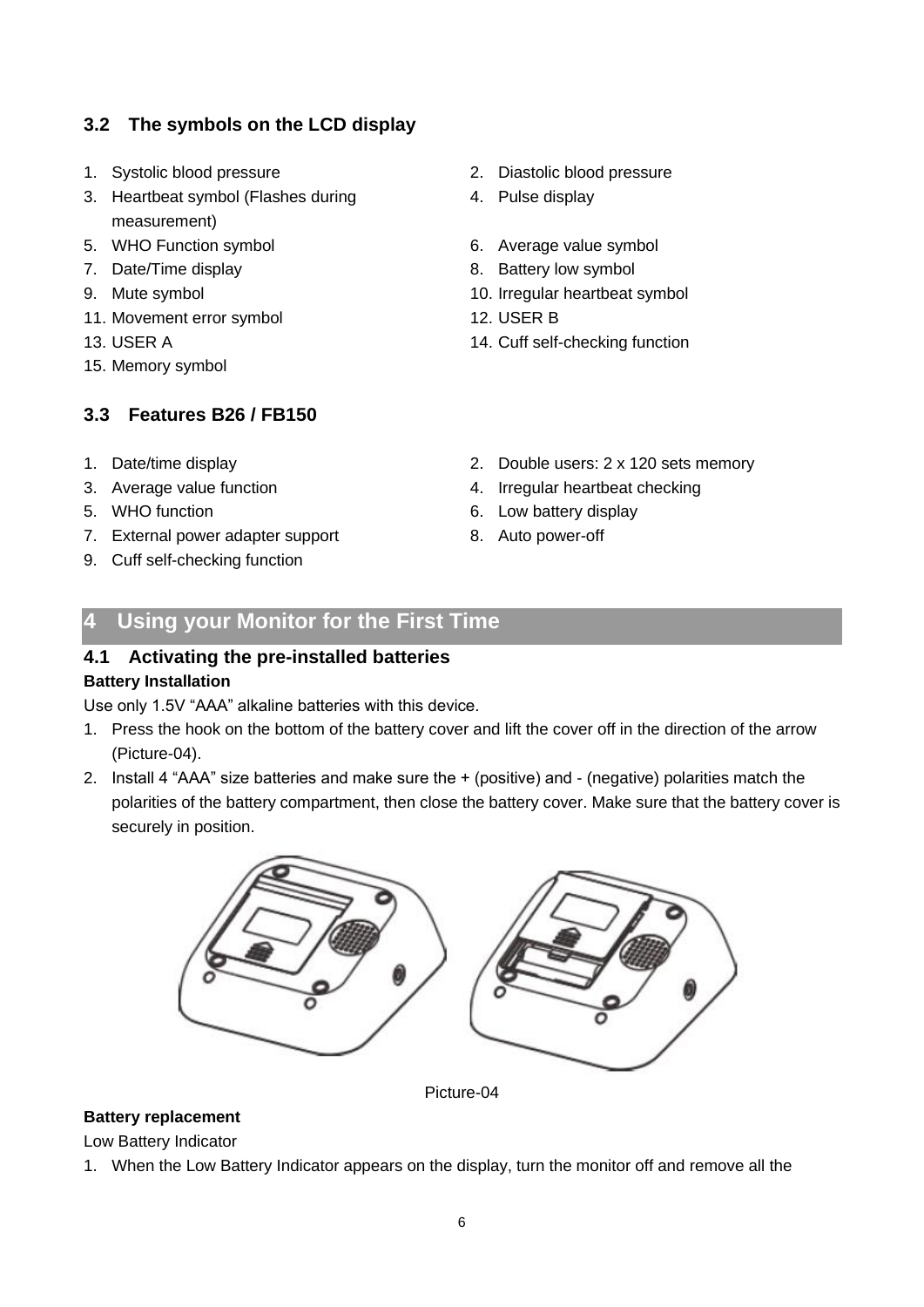### 3.2 The symbols on the LCD display

1. Systolic blood pressure
2. Diastolic blood pressure
3. Heartbeat symbol (Flashes during measurement)
4. Pulse display
5. WHO Function symbol
6. Average value symbol
7. Date/Time display
8. Battery low symbol
9. Mute symbol
10. Irregular heartbeat symbol
11. Movement error symbol
12. USER B
13. USER A
14. Cuff self-checking function
15. Memory symbol

### 3.3 Features B26 / FB150

1. Date/time display
2. Double users: 2 x 120 sets memory
3. Average value function
4. Irregular heartbeat checking
5. WHO function
6. Low battery display
7. External power adapter support
8. Auto power-off
9. Cuff self-checking function

## 4 Using your Monitor for the First Time

### 4.1 Activating the pre-installed batteries

**Battery Installation**

Use only 1.5V “AAA” alkaline batteries with this device.

1. Press the hook on the bottom of the battery cover and lift the cover off in the direction of the arrow (Picture-04).
2. Install 4 “AAA” size batteries and make sure the + (positive) and - (negative) polarities match the polarities of the battery compartment, then close the battery cover. Make sure that the battery cover is securely in position.

Picture-04

**Battery replacement**

Low Battery Indicator

1. When the Low Battery Indicator appears on the display, turn the monitor off and remove all the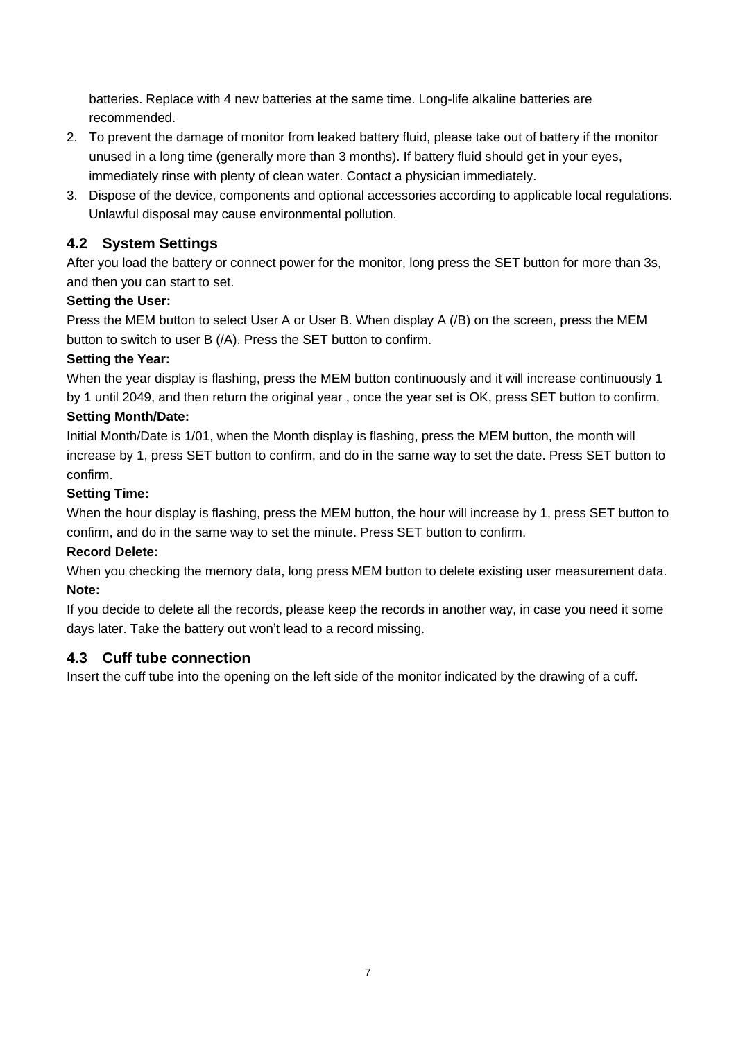batteries. Replace with 4 new batteries at the same time. Long-life alkaline batteries are recommended.

2. To prevent the damage of monitor from leaked battery fluid, please take out of battery if the monitor unused in a long time (generally more than 3 months). If battery fluid should get in your eyes, immediately rinse with plenty of clean water. Contact a physician immediately.
3. Dispose of the device, components and optional accessories according to applicable local regulations. Unlawful disposal may cause environmental pollution.

## 4.2 System Settings

After you load the battery or connect power for the monitor, long press the SET button for more than 3s, and then you can start to set.

**Setting the User:**

Press the MEM button to select User A or User B. When display A (/B) on the screen, press the MEM button to switch to user B (/A). Press the SET button to confirm.

**Setting the Year:**

When the year display is flashing, press the MEM button continuously and it will increase continuously 1 by 1 until 2049, and then return the original year , once the year set is OK, press SET button to confirm.

**Setting Month/Date:**

Initial Month/Date is 1/01, when the Month display is flashing, press the MEM button, the month will increase by 1, press SET button to confirm, and do in the same way to set the date. Press SET button to confirm.

**Setting Time:**

When the hour display is flashing, press the MEM button, the hour will increase by 1, press SET button to confirm, and do in the same way to set the minute. Press SET button to confirm.

**Record Delete:**

When you checking the memory data, long press MEM button to delete existing user measurement data.

**Note:**

If you decide to delete all the records, please keep the records in another way, in case you need it some days later. Take the battery out won't lead to a record missing.

## 4.3 Cuff tube connection

Insert the cuff tube into the opening on the left side of the monitor indicated by the drawing of a cuff.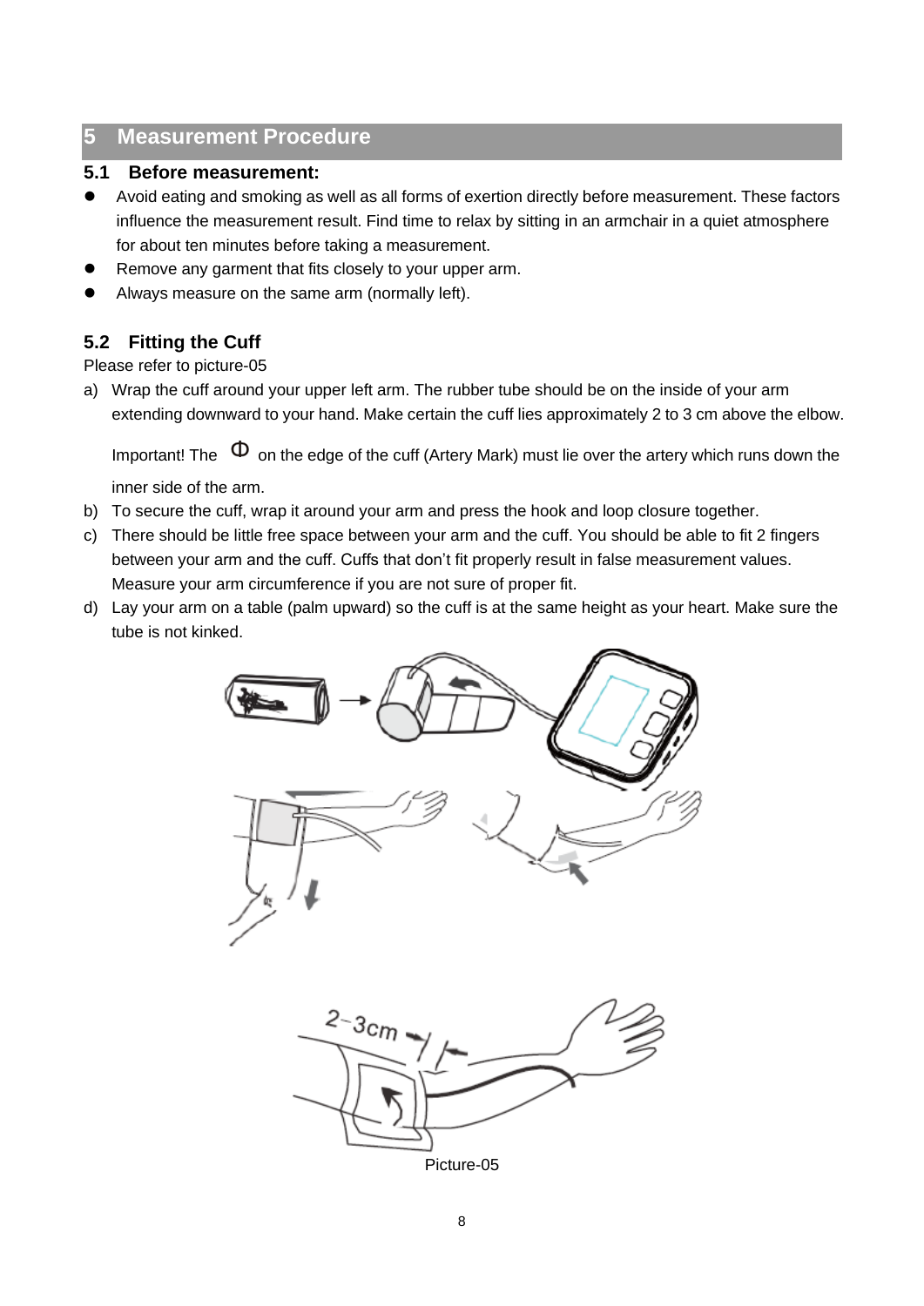## 5 Measurement Procedure

### 5.1 Before measurement:

- Avoid eating and smoking as well as all forms of exertion directly before measurement. These factors influence the measurement result. Find time to relax by sitting in an armchair in a quiet atmosphere for about ten minutes before taking a measurement.
- Remove any garment that fits closely to your upper arm.
- Always measure on the same arm (normally left).

### 5.2 Fitting the Cuff

Please refer to picture-05

a) Wrap the cuff around your upper left arm. The rubber tube should be on the inside of your arm extending downward to your hand. Make certain the cuff lies approximately 2 to 3 cm above the elbow.

   Important! The Φ on the edge of the cuff (Artery Mark) must lie over the artery which runs down the inner side of the arm.

b) To secure the cuff, wrap it around your arm and press the hook and loop closure together.

c) There should be little free space between your arm and the cuff. You should be able to fit 2 fingers between your arm and the cuff. Cuffs that don't fit properly result in false measurement values. Measure your arm circumference if you are not sure of proper fit.

d) Lay your arm on a table (palm upward) so the cuff is at the same height as your heart. Make sure the tube is not kinked.

2~3cm

Picture-05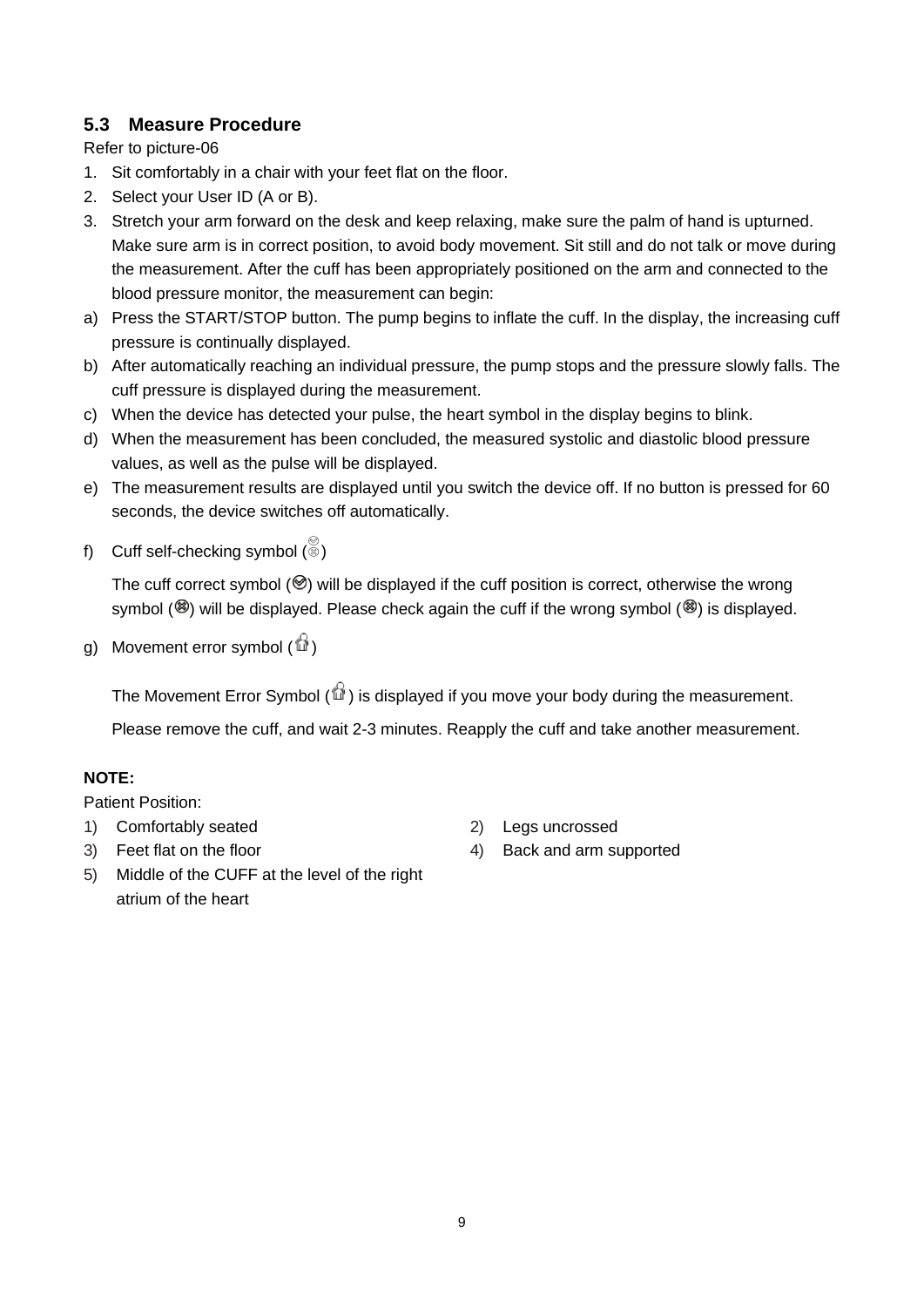## 5.3 Measure Procedure

Refer to picture-06

1. Sit comfortably in a chair with your feet flat on the floor.
2. Select your User ID (A or B).
3. Stretch your arm forward on the desk and keep relaxing, make sure the palm of hand is upturned. Make sure arm is in correct position, to avoid body movement. Sit still and do not talk or move during the measurement. After the cuff has been appropriately positioned on the arm and connected to the blood pressure monitor, the measurement can begin:

a) Press the START/STOP button. The pump begins to inflate the cuff. In the display, the increasing cuff pressure is continually displayed.

b) After automatically reaching an individual pressure, the pump stops and the pressure slowly falls. The cuff pressure is displayed during the measurement.

c) When the device has detected your pulse, the heart symbol in the display begins to blink.

d) When the measurement has been concluded, the measured systolic and diastolic blood pressure values, as well as the pulse will be displayed.

e) The measurement results are displayed until you switch the device off. If no button is pressed for 60 seconds, the device switches off automatically.

f) Cuff self-checking symbol ()

   The cuff correct symbol () will be displayed if the cuff position is correct, otherwise the wrong symbol () will be displayed. Please check again the cuff if the wrong symbol () is displayed.

g) Movement error symbol ()

   The Movement Error Symbol () is displayed if you move your body during the measurement.

   Please remove the cuff, and wait 2-3 minutes. Reapply the cuff and take another measurement.

**NOTE:**

Patient Position:

1) Comfortably seated
2) Legs uncrossed
3) Feet flat on the floor
4) Back and arm supported
5) Middle of the CUFF at the level of the right atrium of the heart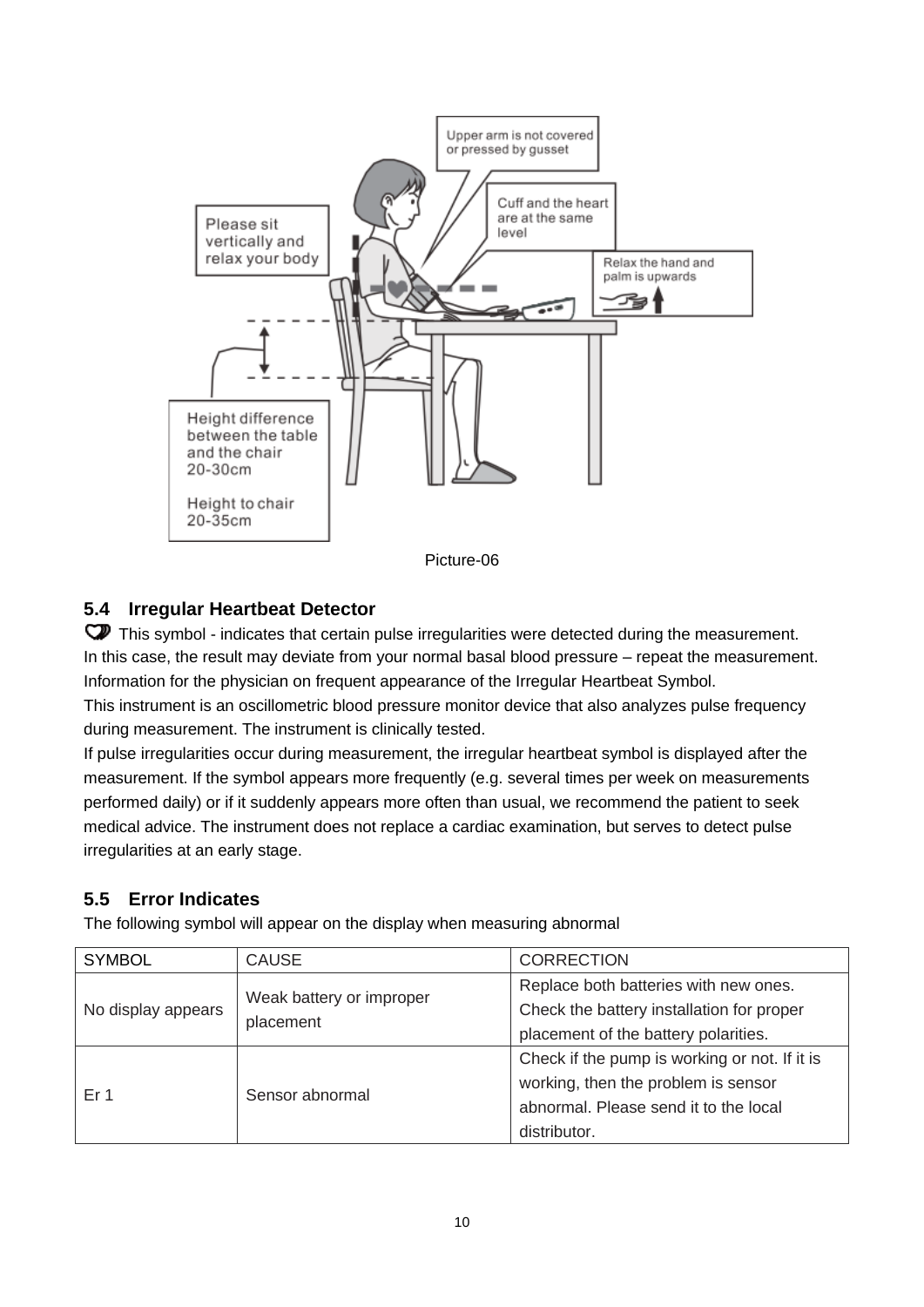Picture-06

## 5.4 Irregular Heartbeat Detector

This symbol - indicates that certain pulse irregularities were detected during the measurement. In this case, the result may deviate from your normal basal blood pressure – repeat the measurement.

Information for the physician on frequent appearance of the Irregular Heartbeat Symbol.

This instrument is an oscillometric blood pressure monitor device that also analyzes pulse frequency during measurement. The instrument is clinically tested.

If pulse irregularities occur during measurement, the irregular heartbeat symbol is displayed after the measurement. If the symbol appears more frequently (e.g. several times per week on measurements performed daily) or if it suddenly appears more often than usual, we recommend the patient to seek medical advice. The instrument does not replace a cardiac examination, but serves to detect pulse irregularities at an early stage.

## 5.5 Error Indicates

The following symbol will appear on the display when measuring abnormal

| SYMBOL | CAUSE | CORRECTION |
|---|---|---|
| No display appears | Weak battery or improper placement | Replace both batteries with new ones. Check the battery installation for proper placement of the battery polarities. |
| Er 1 | Sensor abnormal | Check if the pump is working or not. If it is working, then the problem is sensor abnormal. Please send it to the local distributor. |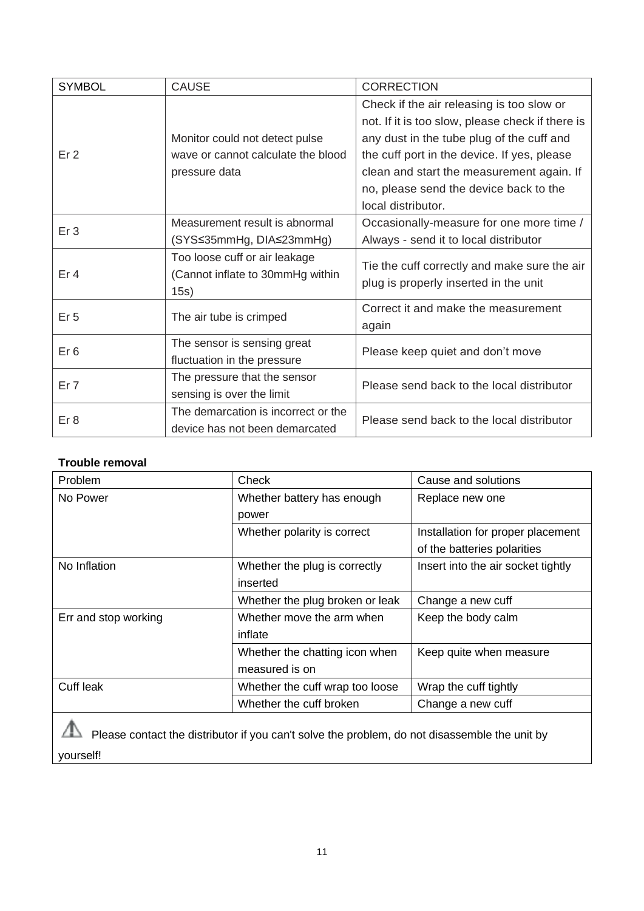| SYMBOL | CAUSE | CORRECTION |
|---|---|---|
| Er 2 | Monitor could not detect pulse wave or cannot calculate the blood pressure data | Check if the air releasing is too slow or not. If it is too slow, please check if there is any dust in the tube plug of the cuff and the cuff port in the device. If yes, please clean and start the measurement again. If no, please send the device back to the local distributor. |
| Er 3 | Measurement result is abnormal (SYS≤35mmHg, DIA≤23mmHg) | Occasionally-measure for one more time / Always - send it to local distributor |
| Er 4 | Too loose cuff or air leakage (Cannot inflate to 30mmHg within 15s) | Tie the cuff correctly and make sure the air plug is properly inserted in the unit |
| Er 5 | The air tube is crimped | Correct it and make the measurement again |
| Er 6 | The sensor is sensing great fluctuation in the pressure | Please keep quiet and don't move |
| Er 7 | The pressure that the sensor sensing is over the limit | Please send back to the local distributor |
| Er 8 | The demarcation is incorrect or the device has not been demarcated | Please send back to the local distributor |

**Trouble removal**

| Problem | Check | Cause and solutions |
|---|---|---|
| No Power | Whether battery has enough power | Replace new one |
| | Whether polarity is correct | Installation for proper placement of the batteries polarities |
| No Inflation | Whether the plug is correctly inserted | Insert into the air socket tightly |
| | Whether the plug broken or leak | Change a new cuff |
| Err and stop working | Whether move the arm when inflate | Keep the body calm |
| | Whether the chatting icon when measured is on | Keep quite when measure |
| Cuff leak | Whether the cuff wrap too loose | Wrap the cuff tightly |
| | Whether the cuff broken | Change a new cuff |

⚠ Please contact the distributor if you can't solve the problem, do not disassemble the unit by yourself!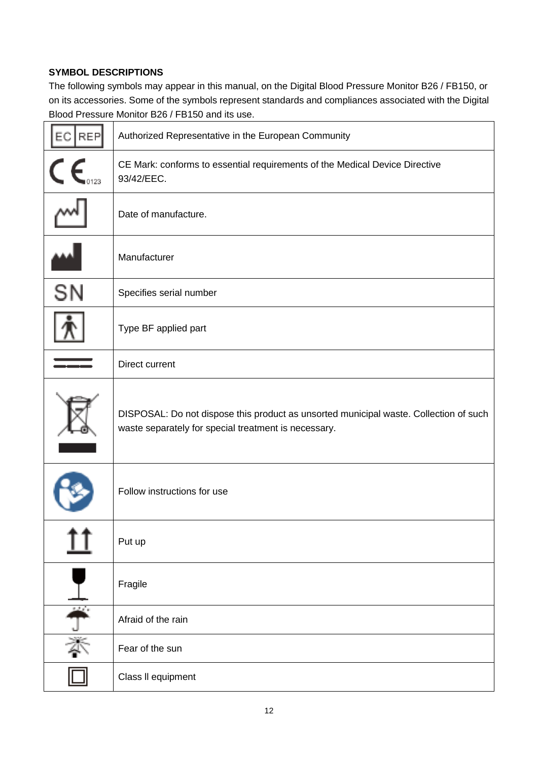**SYMBOL DESCRIPTIONS**

The following symbols may appear in this manual, on the Digital Blood Pressure Monitor B26 / FB150, or on its accessories. Some of the symbols represent standards and compliances associated with the Digital Blood Pressure Monitor B26 / FB150 and its use.

| Symbol | Description |
|---|---|
| EC REP | Authorized Representative in the European Community |
| CE 0123 | CE Mark: conforms to essential requirements of the Medical Device Directive 93/42/EEC. |
| | Date of manufacture. |
| | Manufacturer |
| SN | Specifies serial number |
| | Type BF applied part |
| | Direct current |
| | DISPOSAL: Do not dispose this product as unsorted municipal waste. Collection of such waste separately for special treatment is necessary. |
| | Follow instructions for use |
| | Put up |
| | Fragile |
| | Afraid of the rain |
| | Fear of the sun |
| | Class II equipment |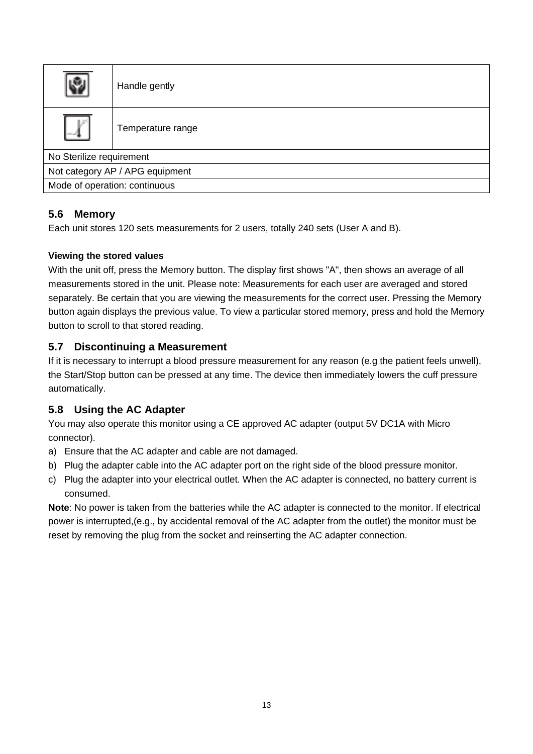| | |
|---|---|
| | Handle gently |
| | Temperature range |
| No Sterilize requirement | |
| Not category AP / APG equipment | |
| Mode of operation: continuous | |

## 5.6 Memory

Each unit stores 120 sets measurements for 2 users, totally 240 sets (User A and B).

**Viewing the stored values**

With the unit off, press the Memory button. The display first shows "A", then shows an average of all measurements stored in the unit. Please note: Measurements for each user are averaged and stored separately. Be certain that you are viewing the measurements for the correct user. Pressing the Memory button again displays the previous value. To view a particular stored memory, press and hold the Memory button to scroll to that stored reading.

## 5.7 Discontinuing a Measurement

If it is necessary to interrupt a blood pressure measurement for any reason (e.g the patient feels unwell), the Start/Stop button can be pressed at any time. The device then immediately lowers the cuff pressure automatically.

## 5.8 Using the AC Adapter

You may also operate this monitor using a CE approved AC adapter (output 5V DC1A with Micro connector).

a) Ensure that the AC adapter and cable are not damaged.
b) Plug the adapter cable into the AC adapter port on the right side of the blood pressure monitor.
c) Plug the adapter into your electrical outlet. When the AC adapter is connected, no battery current is consumed.

**Note**: No power is taken from the batteries while the AC adapter is connected to the monitor. If electrical power is interrupted,(e.g., by accidental removal of the AC adapter from the outlet) the monitor must be reset by removing the plug from the socket and reinserting the AC adapter connection.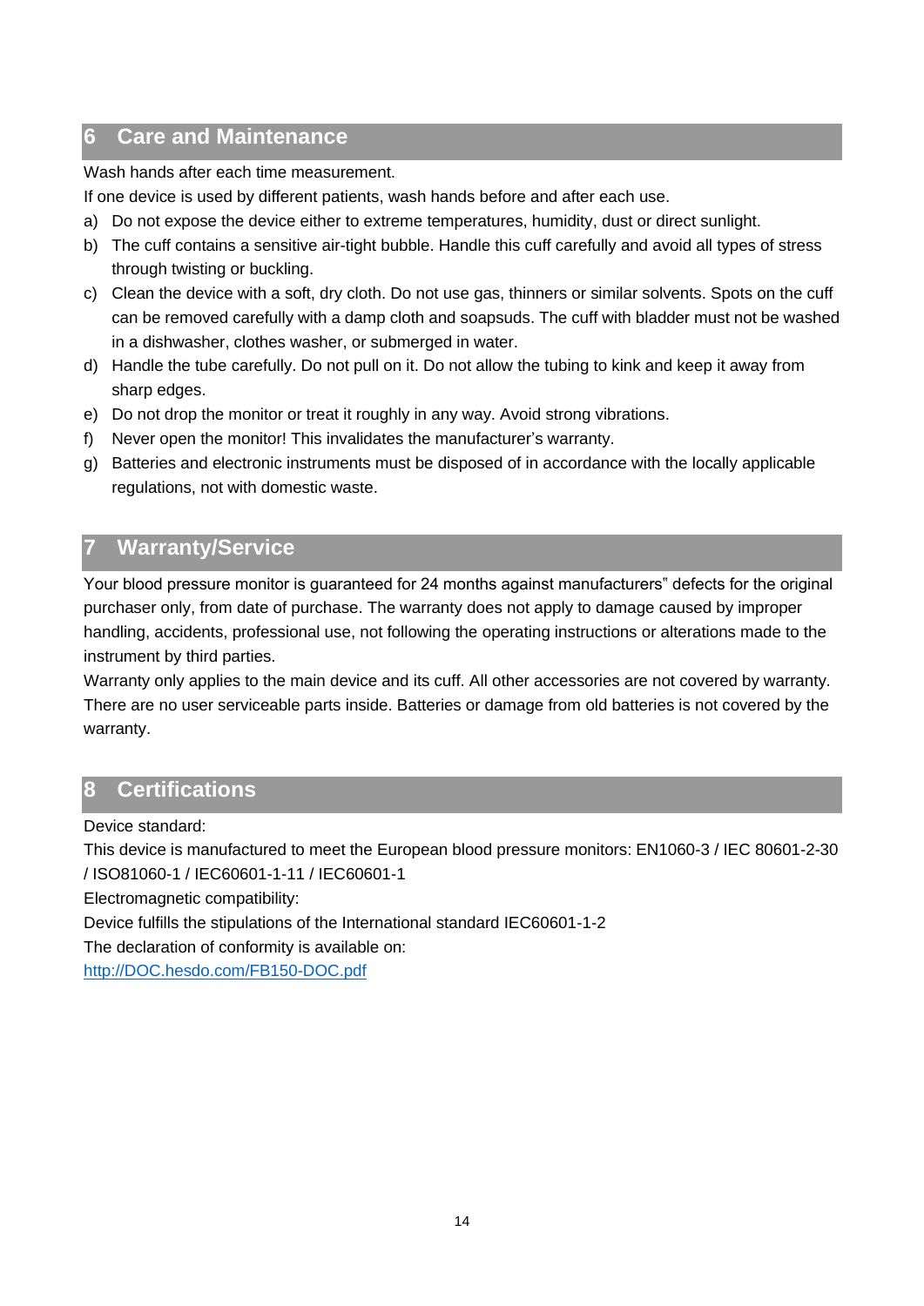## 6 Care and Maintenance

Wash hands after each time measurement.

If one device is used by different patients, wash hands before and after each use.

a) Do not expose the device either to extreme temperatures, humidity, dust or direct sunlight.
b) The cuff contains a sensitive air-tight bubble. Handle this cuff carefully and avoid all types of stress through twisting or buckling.
c) Clean the device with a soft, dry cloth. Do not use gas, thinners or similar solvents. Spots on the cuff can be removed carefully with a damp cloth and soapsuds. The cuff with bladder must not be washed in a dishwasher, clothes washer, or submerged in water.
d) Handle the tube carefully. Do not pull on it. Do not allow the tubing to kink and keep it away from sharp edges.
e) Do not drop the monitor or treat it roughly in any way. Avoid strong vibrations.
f) Never open the monitor! This invalidates the manufacturer's warranty.
g) Batteries and electronic instruments must be disposed of in accordance with the locally applicable regulations, not with domestic waste.

## 7 Warranty/Service

Your blood pressure monitor is guaranteed for 24 months against manufacturers" defects for the original purchaser only, from date of purchase. The warranty does not apply to damage caused by improper handling, accidents, professional use, not following the operating instructions or alterations made to the instrument by third parties.

Warranty only applies to the main device and its cuff. All other accessories are not covered by warranty. There are no user serviceable parts inside. Batteries or damage from old batteries is not covered by the warranty.

## 8 Certifications

Device standard:

This device is manufactured to meet the European blood pressure monitors: EN1060-3 / IEC 80601-2-30 / ISO81060-1 / IEC60601-1-11 / IEC60601-1

Electromagnetic compatibility:

Device fulfills the stipulations of the International standard IEC60601-1-2

The declaration of conformity is available on:

http://DOC.hesdo.com/FB150-DOC.pdf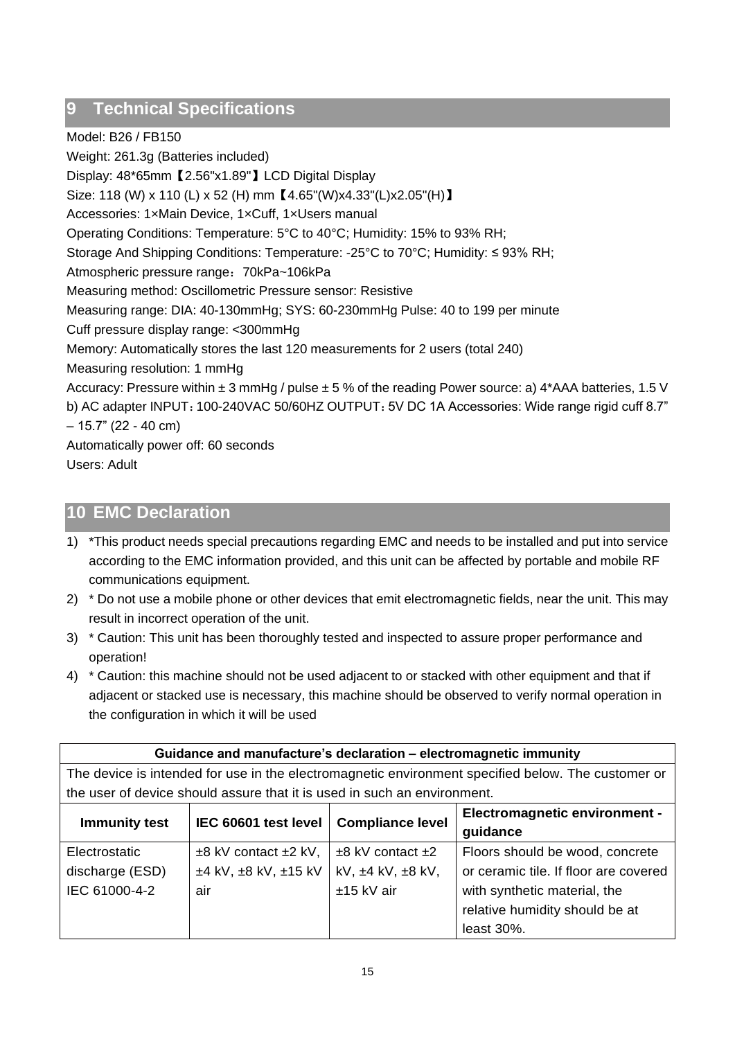## 9 Technical Specifications

Model: B26 / FB150
Weight: 261.3g (Batteries included)
Display: 48*65mm【2.56"x1.89"】LCD Digital Display
Size: 118 (W) x 110 (L) x 52 (H) mm【4.65"(W)x4.33"(L)x2.05"(H)】
Accessories: 1×Main Device, 1×Cuff, 1×Users manual
Operating Conditions: Temperature: 5°C to 40°C; Humidity: 15% to 93% RH;
Storage And Shipping Conditions: Temperature: -25°C to 70°C; Humidity: ≤ 93% RH;
Atmospheric pressure range：70kPa~106kPa
Measuring method: Oscillometric Pressure sensor: Resistive
Measuring range: DIA: 40-130mmHg; SYS: 60-230mmHg Pulse: 40 to 199 per minute
Cuff pressure display range: <300mmHg
Memory: Automatically stores the last 120 measurements for 2 users (total 240)
Measuring resolution: 1 mmHg
Accuracy: Pressure within ± 3 mmHg / pulse ± 5 % of the reading Power source: a) 4*AAA batteries, 1.5 V b) AC adapter INPUT：100-240VAC 50/60HZ OUTPUT：5V DC 1A Accessories: Wide range rigid cuff 8.7" – 15.7" (22 - 40 cm)
Automatically power off: 60 seconds
Users: Adult

## 10 EMC Declaration

1) *This product needs special precautions regarding EMC and needs to be installed and put into service according to the EMC information provided, and this unit can be affected by portable and mobile RF communications equipment.
2) * Do not use a mobile phone or other devices that emit electromagnetic fields, near the unit. This may result in incorrect operation of the unit.
3) * Caution: This unit has been thoroughly tested and inspected to assure proper performance and operation!
4) * Caution: this machine should not be used adjacent to or stacked with other equipment and that if adjacent or stacked use is necessary, this machine should be observed to verify normal operation in the configuration in which it will be used

| **Guidance and manufacture's declaration – electromagnetic immunity** | | | |
|---|---|---|---|
| The device is intended for use in the electromagnetic environment specified below. The customer or the user of device should assure that it is used in such an environment. | | | |
| **Immunity test** | **IEC 60601 test level** | **Compliance level** | **Electromagnetic environment - guidance** |
| Electrostatic discharge (ESD) IEC 61000-4-2 | ±8 kV contact ±2 kV, ±4 kV, ±8 kV, ±15 kV air | ±8 kV contact ±2 kV, ±4 kV, ±8 kV, ±15 kV air | Floors should be wood, concrete or ceramic tile. If floor are covered with synthetic material, the relative humidity should be at least 30%. |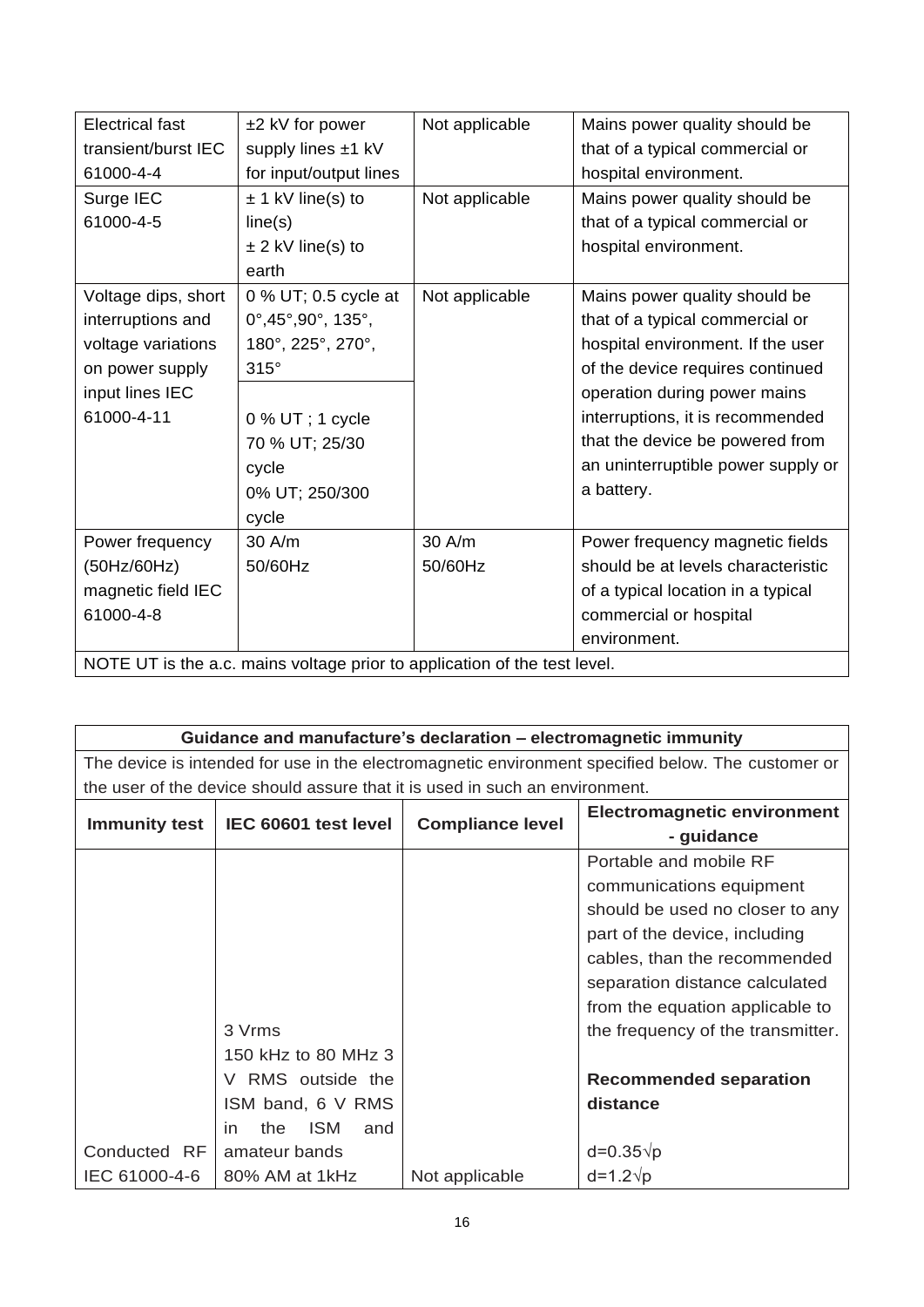| | | | |
|---|---|---|---|
| Electrical fast transient/burst IEC 61000-4-4 | ±2 kV for power supply lines ±1 kV for input/output lines | Not applicable | Mains power quality should be that of a typical commercial or hospital environment. |
| Surge IEC 61000-4-5 | ± 1 kV line(s) to line(s)<br>± 2 kV line(s) to earth | Not applicable | Mains power quality should be that of a typical commercial or hospital environment. |
| Voltage dips, short interruptions and voltage variations on power supply input lines IEC 61000-4-11 | 0 % UT; 0.5 cycle at 0°,45°,90°, 135°, 180°, 225°, 270°, 315°<br><br>0 % UT ; 1 cycle<br>70 % UT; 25/30 cycle<br>0% UT; 250/300 cycle | Not applicable | Mains power quality should be that of a typical commercial or hospital environment. If the user of the device requires continued operation during power mains interruptions, it is recommended that the device be powered from an uninterruptible power supply or a battery. |
| Power frequency (50Hz/60Hz) magnetic field IEC 61000-4-8 | 30 A/m 50/60Hz | 30 A/m 50/60Hz | Power frequency magnetic fields should be at levels characteristic of a typical location in a typical commercial or hospital environment. |
| NOTE UT is the a.c. mains voltage prior to application of the test level. | | | |

| **Guidance and manufacture's declaration – electromagnetic immunity** | | | |
|---|---|---|---|
| The device is intended for use in the electromagnetic environment specified below. The customer or the user of the device should assure that it is used in such an environment. | | | |
| **Immunity test** | **IEC 60601 test level** | **Compliance level** | **Electromagnetic environment - guidance** |
| Conducted RF IEC 61000-4-6 | 3 Vrms 150 kHz to 80 MHz 3 V RMS outside the ISM band, 6 V RMS in the ISM and amateur bands 80% AM at 1kHz | Not applicable | Portable and mobile RF communications equipment should be used no closer to any part of the device, including cables, than the recommended separation distance calculated from the equation applicable to the frequency of the transmitter.<br><br>**Recommended separation distance**<br><br>$d=0.35\sqrt{p}$<br>$d=1.2\sqrt{p}$ |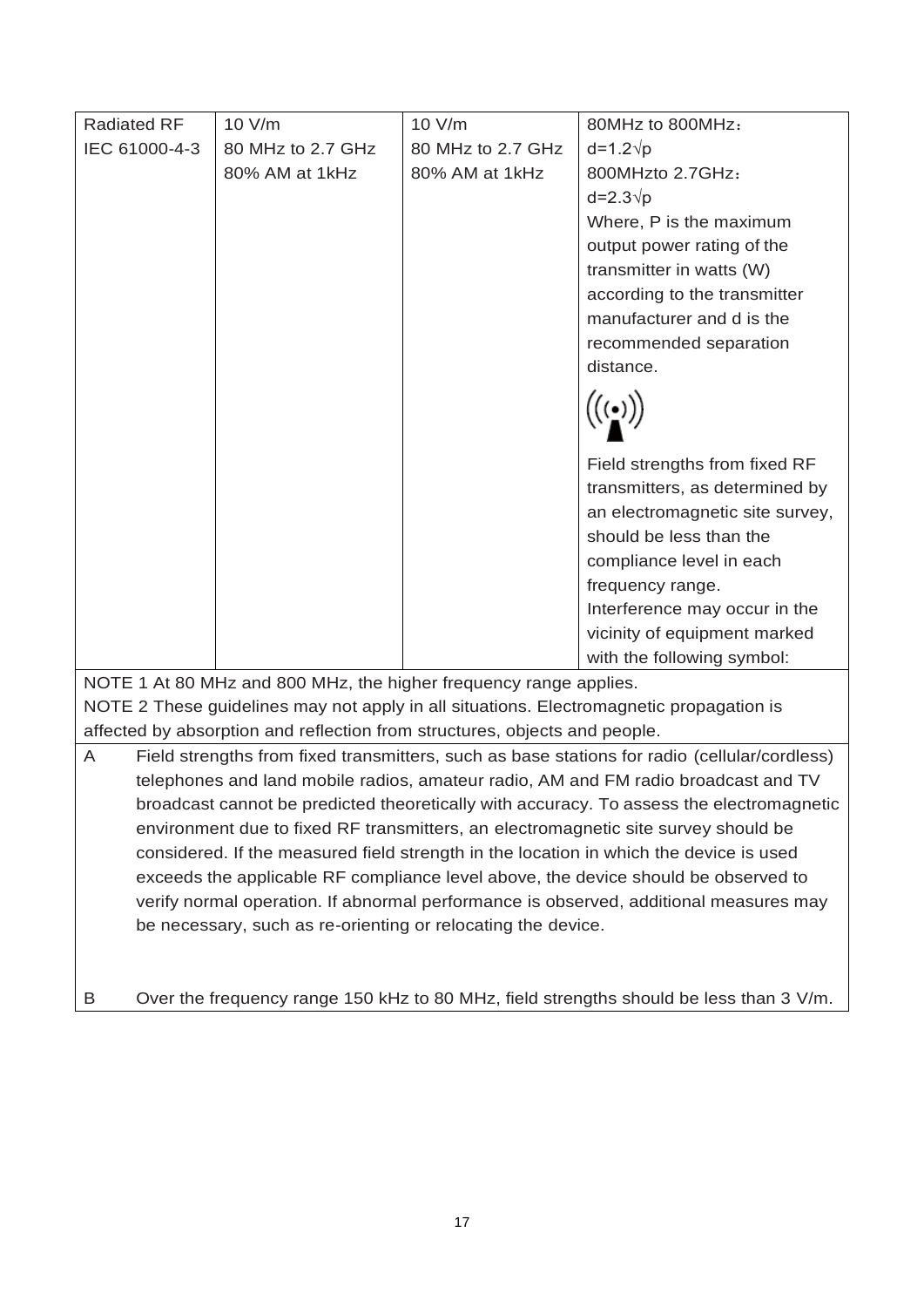| Radiated RF IEC 61000-4-3 | 10 V/m 80 MHz to 2.7 GHz 80% AM at 1kHz | 10 V/m 80 MHz to 2.7 GHz 80% AM at 1kHz | 80MHz to 800MHz： $d=1.2\sqrt{p}$ 800MHzto 2.7GHz： $d=2.3\sqrt{p}$ Where, P is the maximum output power rating of the transmitter in watts (W) according to the transmitter manufacturer and d is the recommended separation distance. Field strengths from fixed RF transmitters, as determined by an electromagnetic site survey, should be less than the compliance level in each frequency range. Interference may occur in the vicinity of equipment marked with the following symbol: |
|---|---|---|---|

NOTE 1 At 80 MHz and 800 MHz, the higher frequency range applies.
NOTE 2 These guidelines may not apply in all situations. Electromagnetic propagation is affected by absorption and reflection from structures, objects and people.

A Field strengths from fixed transmitters, such as base stations for radio (cellular/cordless) telephones and land mobile radios, amateur radio, AM and FM radio broadcast and TV broadcast cannot be predicted theoretically with accuracy. To assess the electromagnetic environment due to fixed RF transmitters, an electromagnetic site survey should be considered. If the measured field strength in the location in which the device is used exceeds the applicable RF compliance level above, the device should be observed to verify normal operation. If abnormal performance is observed, additional measures may be necessary, such as re-orienting or relocating the device.

B Over the frequency range 150 kHz to 80 MHz, field strengths should be less than 3 V/m.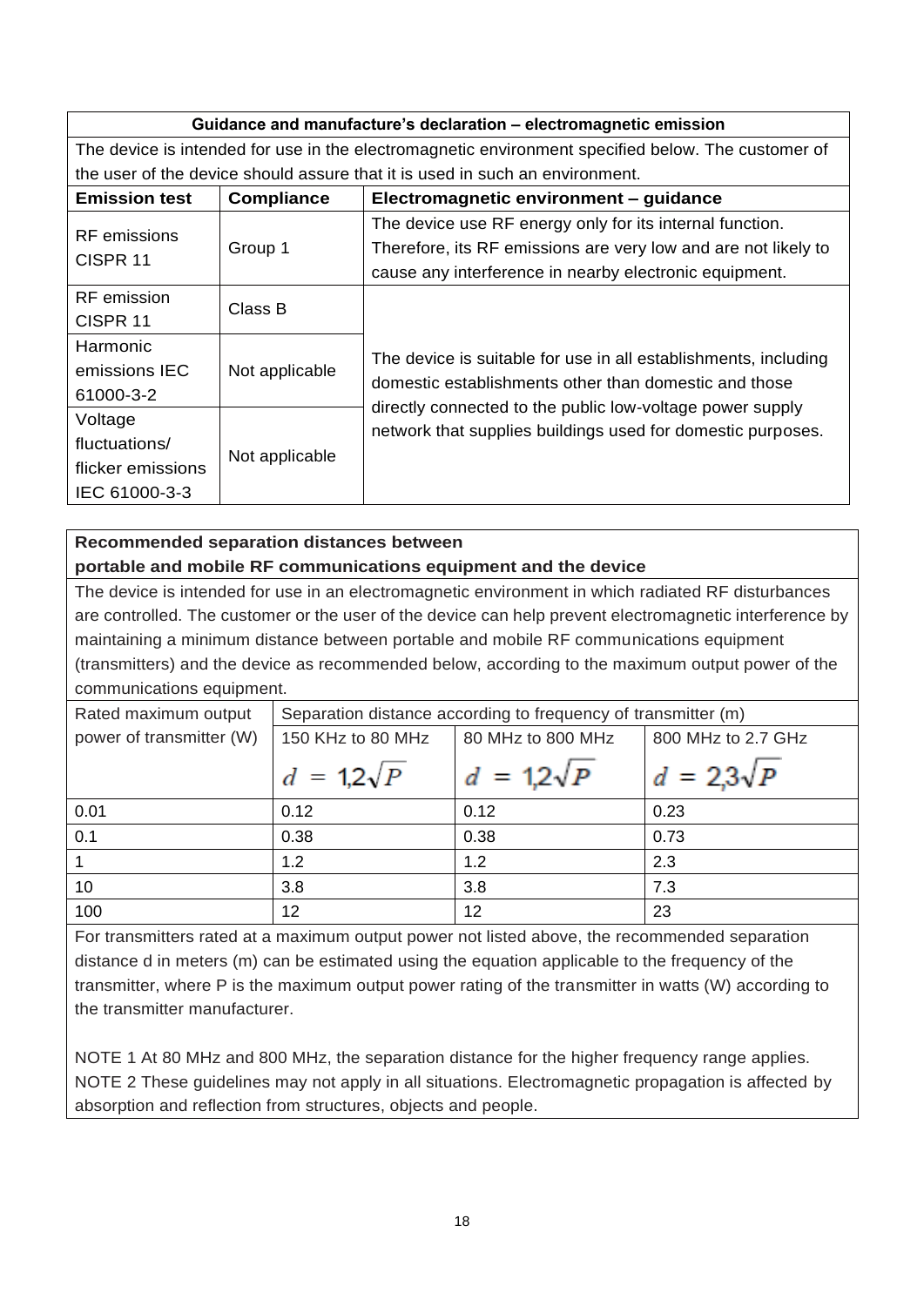| Guidance and manufacture's declaration – electromagnetic emission | | |
|---|---|---|
| The device is intended for use in the electromagnetic environment specified below. The customer of the user of the device should assure that it is used in such an environment. | | |
| **Emission test** | **Compliance** | **Electromagnetic environment – guidance** |
| RF emissions CISPR 11 | Group 1 | The device use RF energy only for its internal function. Therefore, its RF emissions are very low and are not likely to cause any interference in nearby electronic equipment. |
| RF emission CISPR 11 | Class B | The device is suitable for use in all establishments, including domestic establishments other than domestic and those directly connected to the public low-voltage power supply network that supplies buildings used for domestic purposes. |
| Harmonic emissions IEC 61000-3-2 | Not applicable | |
| Voltage fluctuations/ flicker emissions IEC 61000-3-3 | Not applicable | |

**Recommended separation distances between portable and mobile RF communications equipment and the device**

The device is intended for use in an electromagnetic environment in which radiated RF disturbances are controlled. The customer or the user of the device can help prevent electromagnetic interference by maintaining a minimum distance between portable and mobile RF communications equipment (transmitters) and the device as recommended below, according to the maximum output power of the communications equipment.

| Rated maximum output power of transmitter (W) | Separation distance according to frequency of transmitter (m) | | |
|---|---|---|---|
| | 150 KHz to 80 MHz $d = 1{,}2\sqrt{P}$ | 80 MHz to 800 MHz $d = 1{,}2\sqrt{P}$ | 800 MHz to 2.7 GHz $d = 2{,}3\sqrt{P}$ |
| 0.01 | 0.12 | 0.12 | 0.23 |
| 0.1 | 0.38 | 0.38 | 0.73 |
| 1 | 1.2 | 1.2 | 2.3 |
| 10 | 3.8 | 3.8 | 7.3 |
| 100 | 12 | 12 | 23 |

For transmitters rated at a maximum output power not listed above, the recommended separation distance d in meters (m) can be estimated using the equation applicable to the frequency of the transmitter, where P is the maximum output power rating of the transmitter in watts (W) according to the transmitter manufacturer.

NOTE 1 At 80 MHz and 800 MHz, the separation distance for the higher frequency range applies.
NOTE 2 These guidelines may not apply in all situations. Electromagnetic propagation is affected by absorption and reflection from structures, objects and people.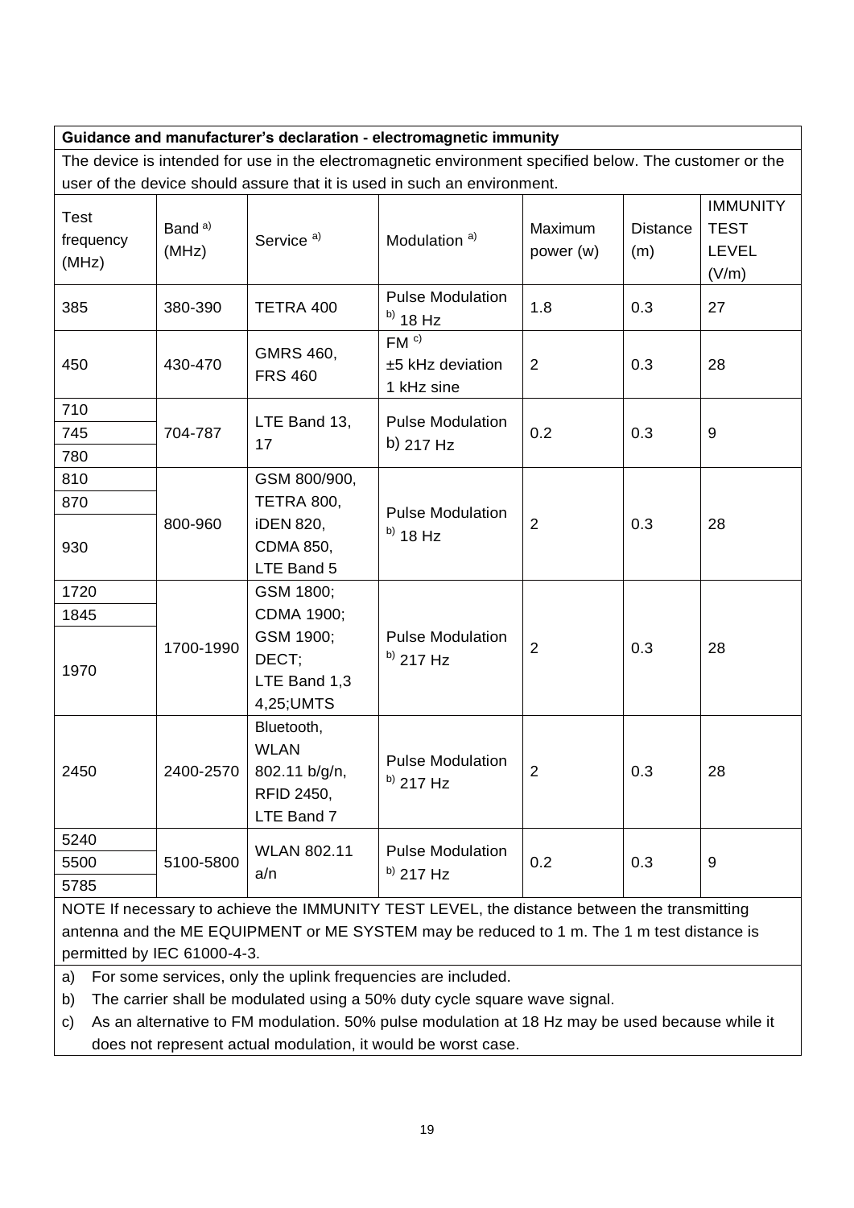**Guidance and manufacturer's declaration - electromagnetic immunity**

The device is intended for use in the electromagnetic environment specified below. The customer or the user of the device should assure that it is used in such an environment.

| Test frequency (MHz) | Band [a] (MHz) | Service [a] | Modulation [a] | Maximum power (w) | Distance (m) | IMMUNITY TEST LEVEL (V/m) |
|---|---|---|---|---|---|---|
| 385 | 380-390 | TETRA 400 | Pulse Modulation [b] 18 Hz | 1.8 | 0.3 | 27 |
| 450 | 430-470 | GMRS 460, FRS 460 | FM [c] ±5 kHz deviation 1 kHz sine | 2 | 0.3 | 28 |
| 710 | 704-787 | LTE Band 13, 17 | Pulse Modulation b) 217 Hz | 0.2 | 0.3 | 9 |
| 745 | | | | | | |
| 780 | | | | | | |
| 810 | 800-960 | GSM 800/900, TETRA 800, iDEN 820, CDMA 850, LTE Band 5 | Pulse Modulation [b] 18 Hz | 2 | 0.3 | 28 |
| 870 | | | | | | |
| 930 | | | | | | |
| 1720 | 1700-1990 | GSM 1800; CDMA 1900; GSM 1900; DECT; LTE Band 1,3 4,25;UMTS | Pulse Modulation [b] 217 Hz | 2 | 0.3 | 28 |
| 1845 | | | | | | |
| 1970 | | | | | | |
| 2450 | 2400-2570 | Bluetooth, WLAN 802.11 b/g/n, RFID 2450, LTE Band 7 | Pulse Modulation [b] 217 Hz | 2 | 0.3 | 28 |
| 5240 | 5100-5800 | WLAN 802.11 a/n | Pulse Modulation [b] 217 Hz | 0.2 | 0.3 | 9 |
| 5500 | | | | | | |
| 5785 | | | | | | |

NOTE If necessary to achieve the IMMUNITY TEST LEVEL, the distance between the transmitting antenna and the ME EQUIPMENT or ME SYSTEM may be reduced to 1 m. The 1 m test distance is permitted by IEC 61000-4-3.

a) For some services, only the uplink frequencies are included.

b) The carrier shall be modulated using a 50% duty cycle square wave signal.

c) As an alternative to FM modulation. 50% pulse modulation at 18 Hz may be used because while it does not represent actual modulation, it would be worst case.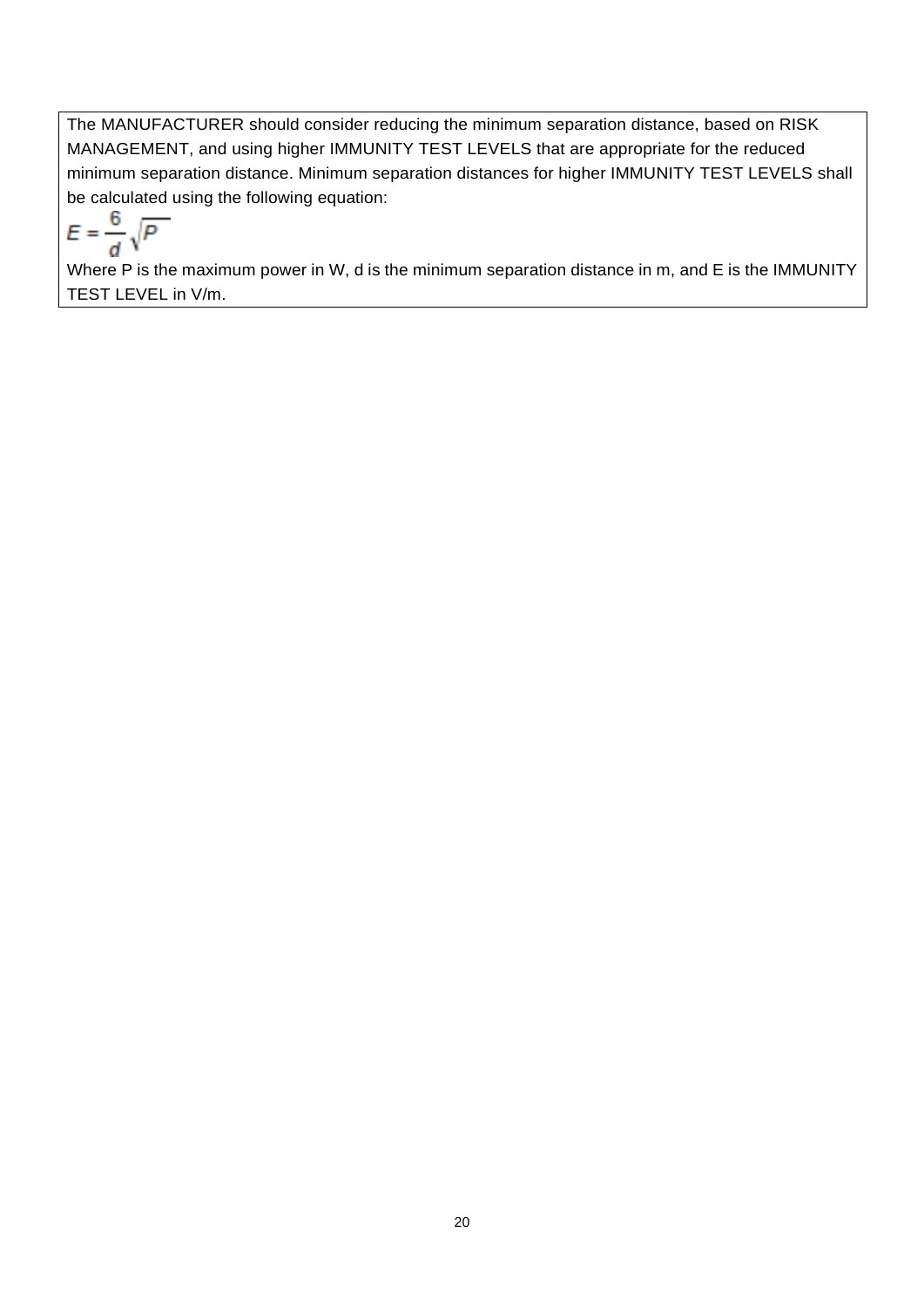The MANUFACTURER should consider reducing the minimum separation distance, based on RISK MANAGEMENT, and using higher IMMUNITY TEST LEVELS that are appropriate for the reduced minimum separation distance. Minimum separation distances for higher IMMUNITY TEST LEVELS shall be calculated using the following equation:

$$E = \frac{6}{d}\sqrt{P}$$

Where P is the maximum power in W, d is the minimum separation distance in m, and E is the IMMUNITY TEST LEVEL in V/m.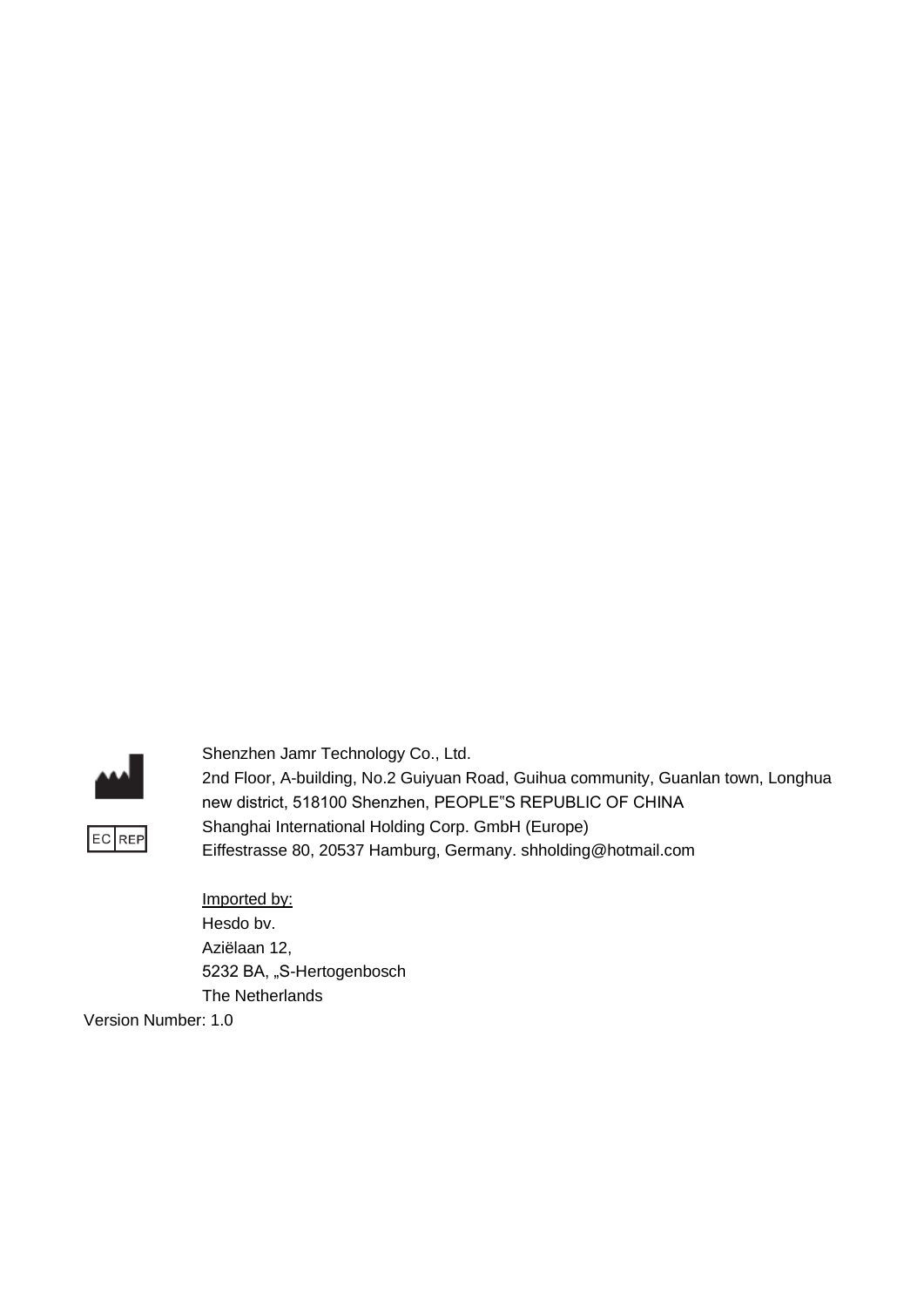Shenzhen Jamr Technology Co., Ltd.
2nd Floor, A-building, No.2 Guiyuan Road, Guihua community, Guanlan town, Longhua new district, 518100 Shenzhen, PEOPLE"S REPUBLIC OF CHINA

EC REP

Shanghai International Holding Corp. GmbH (Europe)
Eiffestrasse 80, 20537 Hamburg, Germany. shholding@hotmail.com

Imported by:
Hesdo bv.
Aziëlaan 12,
5232 BA, „S-Hertogenbosch
The Netherlands

Version Number: 1.0